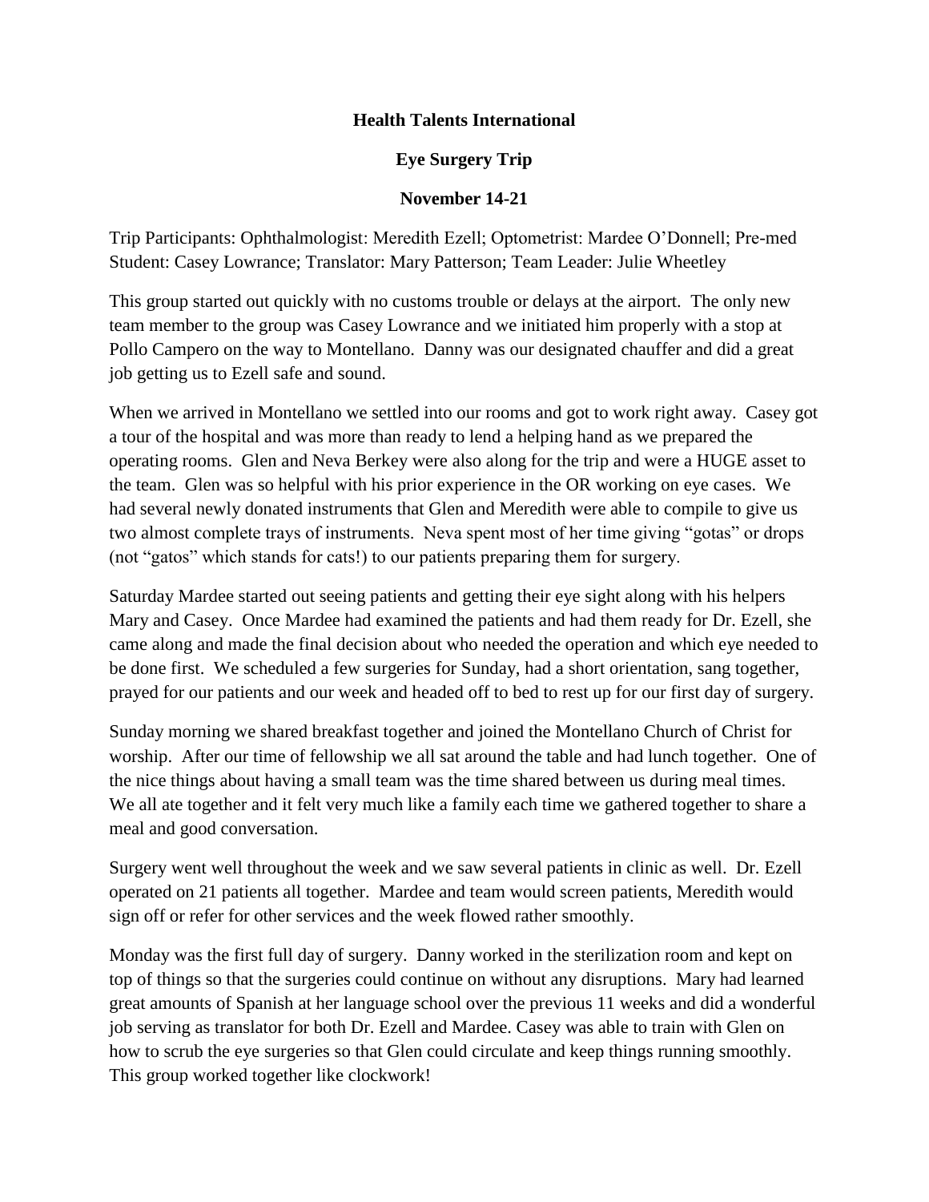**Health Talents International**

**Eye Surgery Trip**

**November 14-21**

Trip Participants: Ophthalmologist: Meredith Ezell; Optometrist: Mardee O'Donnell; Pre-med Student: Casey Lowrance; Translator: Mary Patterson; Team Leader: Julie Wheetley

This group started out quickly with no customs trouble or delays at the airport. The only new team member to the group was Casey Lowrance and we initiated him properly with a stop at Pollo Campero on the way to Montellano. Danny was our designated chauffer and did a great job getting us to Ezell safe and sound.

When we arrived in Montellano we settled into our rooms and got to work right away. Casey got a tour of the hospital and was more than ready to lend a helping hand as we prepared the operating rooms. Glen and Neva Berkey were also along for the trip and were a HUGE asset to the team. Glen was so helpful with his prior experience in the OR working on eye cases. We had several newly donated instruments that Glen and Meredith were able to compile to give us two almost complete trays of instruments. Neva spent most of her time giving "gotas" or drops (not "gatos" which stands for cats!) to our patients preparing them for surgery.

Saturday Mardee started out seeing patients and getting their eye sight along with his helpers Mary and Casey. Once Mardee had examined the patients and had them ready for Dr. Ezell, she came along and made the final decision about who needed the operation and which eye needed to be done first. We scheduled a few surgeries for Sunday, had a short orientation, sang together, prayed for our patients and our week and headed off to bed to rest up for our first day of surgery.

Sunday morning we shared breakfast together and joined the Montellano Church of Christ for worship. After our time of fellowship we all sat around the table and had lunch together. One of the nice things about having a small team was the time shared between us during meal times. We all ate together and it felt very much like a family each time we gathered together to share a meal and good conversation.

Surgery went well throughout the week and we saw several patients in clinic as well. Dr. Ezell operated on 21 patients all together. Mardee and team would screen patients, Meredith would sign off or refer for other services and the week flowed rather smoothly.

Monday was the first full day of surgery. Danny worked in the sterilization room and kept on top of things so that the surgeries could continue on without any disruptions. Mary had learned great amounts of Spanish at her language school over the previous 11 weeks and did a wonderful job serving as translator for both Dr. Ezell and Mardee. Casey was able to train with Glen on how to scrub the eye surgeries so that Glen could circulate and keep things running smoothly. This group worked together like clockwork!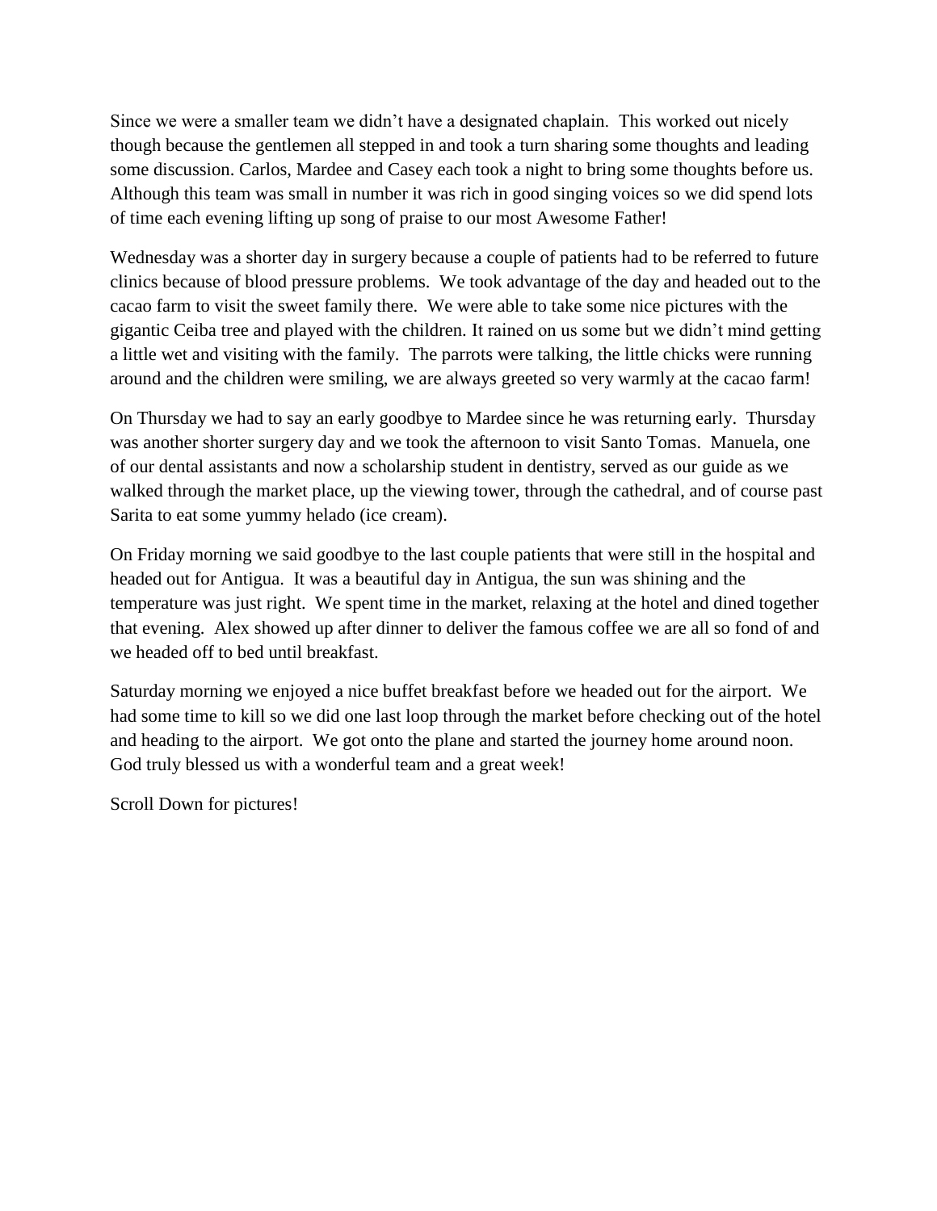Since we were a smaller team we didn't have a designated chaplain. This worked out nicely though because the gentlemen all stepped in and took a turn sharing some thoughts and leading some discussion. Carlos, Mardee and Casey each took a night to bring some thoughts before us. Although this team was small in number it was rich in good singing voices so we did spend lots of time each evening lifting up song of praise to our most Awesome Father!

Wednesday was a shorter day in surgery because a couple of patients had to be referred to future clinics because of blood pressure problems. We took advantage of the day and headed out to the cacao farm to visit the sweet family there. We were able to take some nice pictures with the gigantic Ceiba tree and played with the children. It rained on us some but we didn't mind getting a little wet and visiting with the family. The parrots were talking, the little chicks were running around and the children were smiling, we are always greeted so very warmly at the cacao farm!

On Thursday we had to say an early goodbye to Mardee since he was returning early. Thursday was another shorter surgery day and we took the afternoon to visit Santo Tomas. Manuela, one of our dental assistants and now a scholarship student in dentistry, served as our guide as we walked through the market place, up the viewing tower, through the cathedral, and of course past Sarita to eat some yummy helado (ice cream).

On Friday morning we said goodbye to the last couple patients that were still in the hospital and headed out for Antigua. It was a beautiful day in Antigua, the sun was shining and the temperature was just right. We spent time in the market, relaxing at the hotel and dined together that evening. Alex showed up after dinner to deliver the famous coffee we are all so fond of and we headed off to bed until breakfast.

Saturday morning we enjoyed a nice buffet breakfast before we headed out for the airport. We had some time to kill so we did one last loop through the market before checking out of the hotel and heading to the airport. We got onto the plane and started the journey home around noon. God truly blessed us with a wonderful team and a great week!

Scroll Down for pictures!